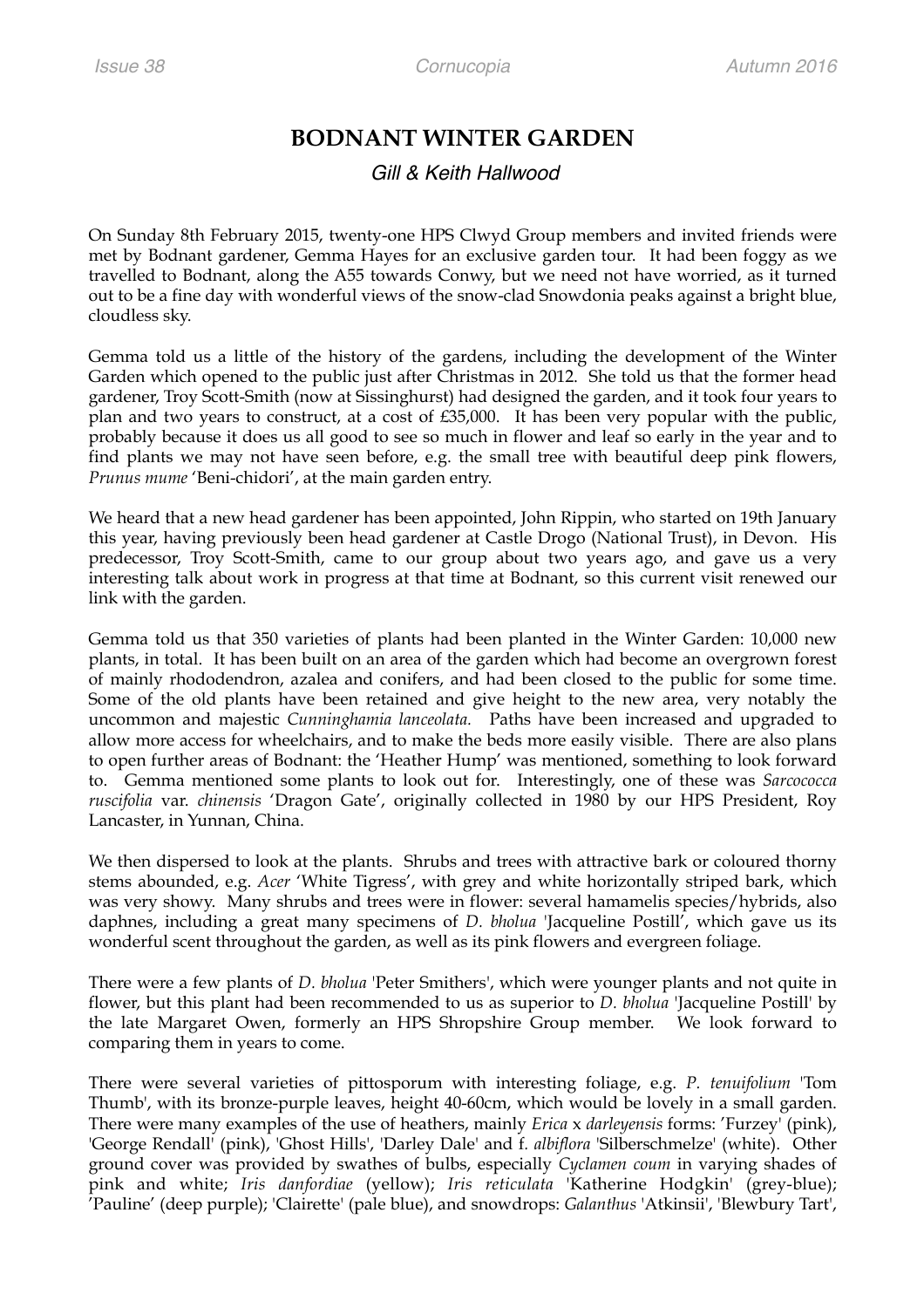# BODNANT WINTER GARDEN

*Gill & Keith Hallwood*

On Sunday 8th February 2015, twenty-one HPS Clwyd Group members and invited friends were met by Bodnant gardener, Gemma Hayes for an exclusive garden tour. It had been foggy as we travelled to Bodnant, along the A55 towards Conwy, but we need not have worried, as it turned out to be a fine day with wonderful views of the snow-clad Snowdonia peaks against a bright blue, cloudless sky.

Gemma told us a little of the history of the gardens, including the development of the Winter Garden which opened to the public just after Christmas in 2012. She told us that the former head gardener, Troy Scott-Smith (now at Sissinghurst) had designed the garden, and it took four years to plan and two years to construct, at a cost of £35,000. It has been very popular with the public, probably because it does us all good to see so much in flower and leaf so early in the year and to find plants we may not have seen before, e.g. the small tree with beautiful deep pink flowers, *Prunus mume* 'Beni-chidori', at the main garden entry.

We heard that a new head gardener has been appointed, John Rippin, who started on 19th January this year, having previously been head gardener at Castle Drogo (National Trust), in Devon. His predecessor, Troy Scott-Smith, came to our group about two years ago, and gave us a very interesting talk about work in progress at that time at Bodnant, so this current visit renewed our link with the garden.

Gemma told us that 350 varieties of plants had been planted in the Winter Garden: 10,000 new plants, in total. It has been built on an area of the garden which had become an overgrown forest of mainly rhododendron, azalea and conifers, and had been closed to the public for some time. Some of the old plants have been retained and give height to the new area, very notably the uncommon and majestic *Cunninghamia lanceolata.* Paths have been increased and upgraded to allow more access for wheelchairs, and to make the beds more easily visible. There are also plans to open further areas of Bodnant: the 'Heather Hump' was mentioned, something to look forward to. Gemma mentioned some plants to look out for. Interestingly, one of these was *Sarcococca ruscifolia* var. *chinensis* 'Dragon Gate', originally collected in 1980 by our HPS President, Roy Lancaster, in Yunnan, China.

We then dispersed to look at the plants. Shrubs and trees with attractive bark or coloured thorny stems abounded, e.g. *Acer* 'White Tigress', with grey and white horizontally striped bark, which was very showy. Many shrubs and trees were in flower: several hamamelis species/hybrids, also daphnes, including a great many specimens of *D. bholua* 'Jacqueline Postill', which gave us its wonderful scent throughout the garden, as well as its pink flowers and evergreen foliage.

There were a few plants of *D. bholua* 'Peter Smithers', which were younger plants and not quite in flower, but this plant had been recommended to us as superior to *D. bholua* 'Jacqueline Postill' by the late Margaret Owen, formerly an HPS Shropshire Group member. We look forward to comparing them in years to come.

There were several varieties of pittosporum with interesting foliage, e.g. *P. tenuifolium* 'Tom Thumb', with its bronze-purple leaves, height 40-60cm, which would be lovely in a small garden. There were many examples of the use of heathers, mainly *Erica* x *darleyensis* forms: 'Furzey' (pink), 'George Rendall' (pink), 'Ghost Hills', 'Darley Dale' and f. *albiflora* 'Silberschmelze' (white). Other ground cover was provided by swathes of bulbs, especially *Cyclamen coum* in varying shades of pink and white; *Iris danfordiae* (yellow); *Iris reticulata* 'Katherine Hodgkin' (grey-blue); 'Pauline' (deep purple); 'Clairette' (pale blue), and snowdrops: *Galanthus* 'Atkinsii', 'Blewbury Tart',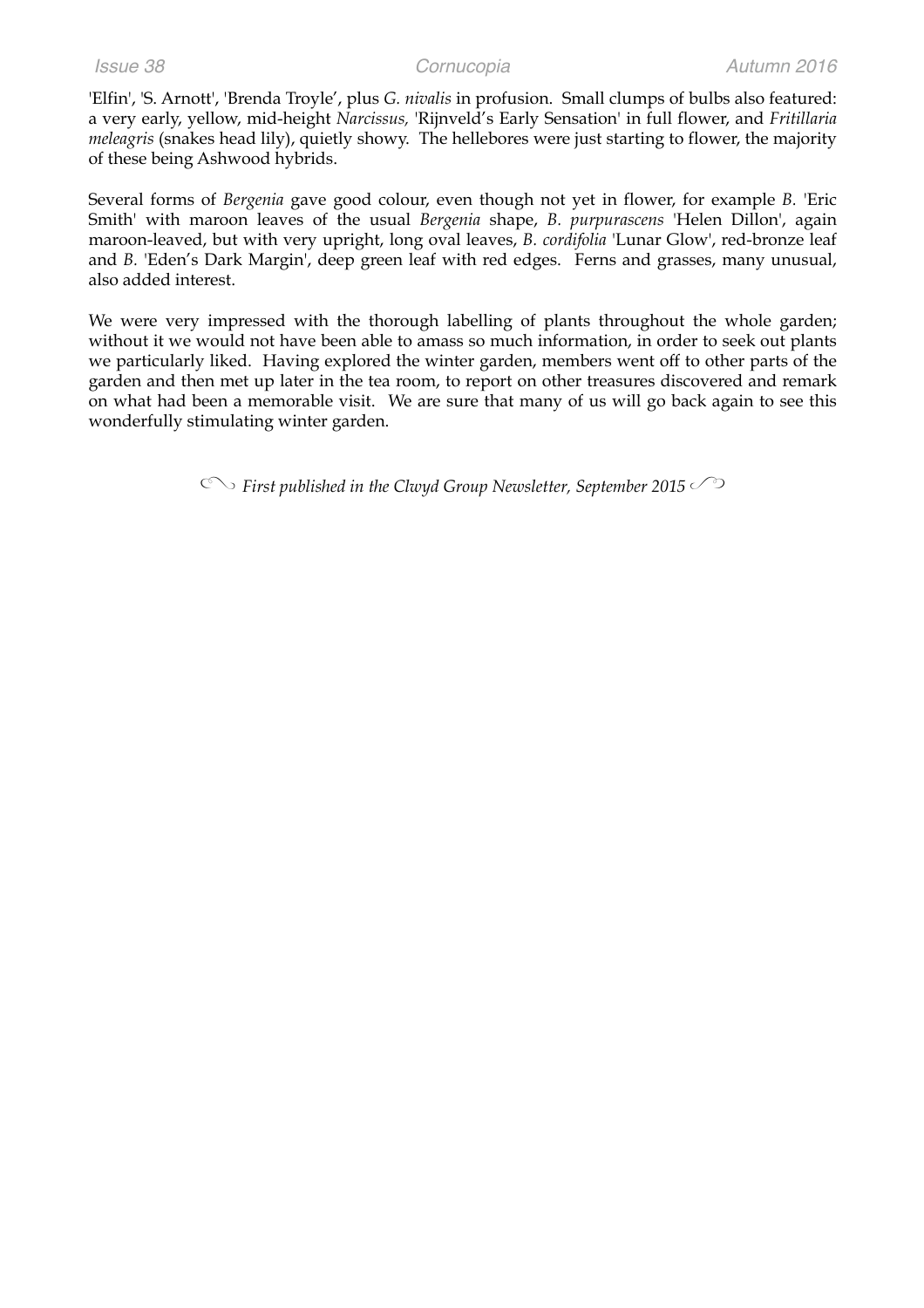'Elfin', 'S. Arnott', 'Brenda Troyle', plus *G. nivalis* in profusion. Small clumps of bulbs also featured: a very early, yellow, mid-height *Narcissus,* 'Rijnveld's Early Sensation' in full flower, and *Fritillaria meleagris* (snakes head lily), quietly showy. The hellebores were just starting to flower, the majority of these being Ashwood hybrids.

Several forms of *Bergenia* gave good colour, even though not yet in flower, for example *B.* 'Eric Smith' with maroon leaves of the usual *Bergenia* shape, *B. purpurascens* 'Helen Dillon', again maroon-leaved, but with very upright, long oval leaves, *B. cordifolia* 'Lunar Glow', red-bronze leaf and *B.* 'Eden's Dark Margin', deep green leaf with red edges. Ferns and grasses, many unusual, also added interest.

We were very impressed with the thorough labelling of plants throughout the whole garden; without it we would not have been able to amass so much information, in order to seek out plants we particularly liked. Having explored the winter garden, members went off to other parts of the garden and then met up later in the tea room, to report on other treasures discovered and remark on what had been a memorable visit. We are sure that many of us will go back again to see this wonderfully stimulating winter garden.

*First published in the Clwyd Group Newsletter, September 2015*